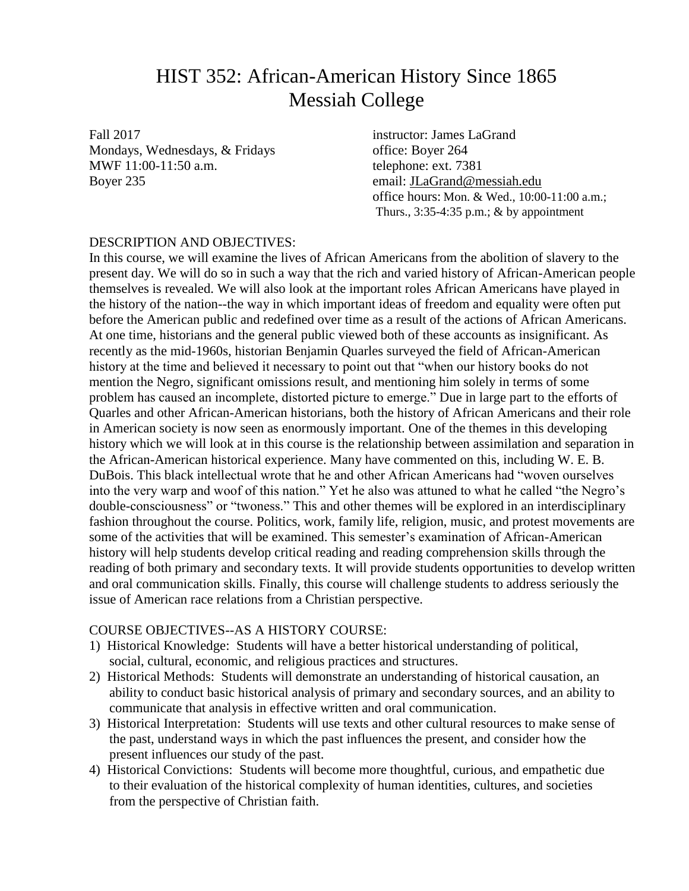# HIST 352: African-American History Since 1865
# Messiah College

Fall 2017
Mondays, Wednesdays, & Fridays
MWF 11:00-11:50 a.m.
Boyer 235

instructor: James LaGrand
office: Boyer 264
telephone: ext. 7381
email: JLaGrand@messiah.edu
office hours: Mon. & Wed., 10:00-11:00 a.m.; Thurs., 3:35-4:35 p.m.; & by appointment

## DESCRIPTION AND OBJECTIVES:

In this course, we will examine the lives of African Americans from the abolition of slavery to the present day. We will do so in such a way that the rich and varied history of African-American people themselves is revealed. We will also look at the important roles African Americans have played in the history of the nation--the way in which important ideas of freedom and equality were often put before the American public and redefined over time as a result of the actions of African Americans. At one time, historians and the general public viewed both of these accounts as insignificant. As recently as the mid-1960s, historian Benjamin Quarles surveyed the field of African-American history at the time and believed it necessary to point out that "when our history books do not mention the Negro, significant omissions result, and mentioning him solely in terms of some problem has caused an incomplete, distorted picture to emerge." Due in large part to the efforts of Quarles and other African-American historians, both the history of African Americans and their role in American society is now seen as enormously important. One of the themes in this developing history which we will look at in this course is the relationship between assimilation and separation in the African-American historical experience. Many have commented on this, including W. E. B. DuBois. This black intellectual wrote that he and other African Americans had "woven ourselves into the very warp and woof of this nation." Yet he also was attuned to what he called "the Negro's double-consciousness" or "twoness." This and other themes will be explored in an interdisciplinary fashion throughout the course. Politics, work, family life, religion, music, and protest movements are some of the activities that will be examined. This semester's examination of African-American history will help students develop critical reading and reading comprehension skills through the reading of both primary and secondary texts. It will provide students opportunities to develop written and oral communication skills. Finally, this course will challenge students to address seriously the issue of American race relations from a Christian perspective.

## COURSE OBJECTIVES--AS A HISTORY COURSE:

1) Historical Knowledge: Students will have a better historical understanding of political, social, cultural, economic, and religious practices and structures.
2) Historical Methods: Students will demonstrate an understanding of historical causation, an ability to conduct basic historical analysis of primary and secondary sources, and an ability to communicate that analysis in effective written and oral communication.
3) Historical Interpretation: Students will use texts and other cultural resources to make sense of the past, understand ways in which the past influences the present, and consider how the present influences our study of the past.
4) Historical Convictions: Students will become more thoughtful, curious, and empathetic due to their evaluation of the historical complexity of human identities, cultures, and societies from the perspective of Christian faith.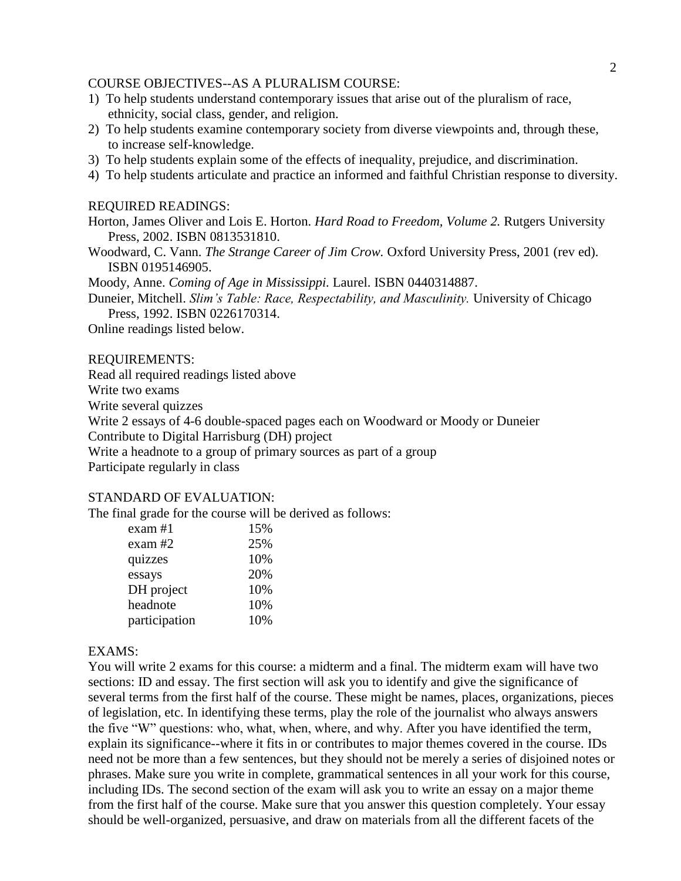COURSE OBJECTIVES--AS A PLURALISM COURSE:

1) To help students understand contemporary issues that arise out of the pluralism of race, ethnicity, social class, gender, and religion.
2) To help students examine contemporary society from diverse viewpoints and, through these, to increase self-knowledge.
3) To help students explain some of the effects of inequality, prejudice, and discrimination.
4) To help students articulate and practice an informed and faithful Christian response to diversity.

REQUIRED READINGS:

Horton, James Oliver and Lois E. Horton. *Hard Road to Freedom, Volume 2.* Rutgers University Press, 2002. ISBN 0813531810.

Woodward, C. Vann. *The Strange Career of Jim Crow.* Oxford University Press, 2001 (rev ed). ISBN 0195146905.

Moody, Anne. *Coming of Age in Mississippi.* Laurel. ISBN 0440314887.

Duneier, Mitchell. *Slim's Table: Race, Respectability, and Masculinity.* University of Chicago Press, 1992. ISBN 0226170314.

Online readings listed below.

REQUIREMENTS:

Read all required readings listed above
Write two exams
Write several quizzes
Write 2 essays of 4-6 double-spaced pages each on Woodward or Moody or Duneier
Contribute to Digital Harrisburg (DH) project
Write a headnote to a group of primary sources as part of a group
Participate regularly in class

STANDARD OF EVALUATION:

The final grade for the course will be derived as follows:

| | |
|---|---|
| exam #1 | 15% |
| exam #2 | 25% |
| quizzes | 10% |
| essays | 20% |
| DH project | 10% |
| headnote | 10% |
| participation | 10% |

EXAMS:

You will write 2 exams for this course: a midterm and a final. The midterm exam will have two sections: ID and essay. The first section will ask you to identify and give the significance of several terms from the first half of the course. These might be names, places, organizations, pieces of legislation, etc. In identifying these terms, play the role of the journalist who always answers the five "W" questions: who, what, when, where, and why. After you have identified the term, explain its significance--where it fits in or contributes to major themes covered in the course. IDs need not be more than a few sentences, but they should not be merely a series of disjoined notes or phrases. Make sure you write in complete, grammatical sentences in all your work for this course, including IDs. The second section of the exam will ask you to write an essay on a major theme from the first half of the course. Make sure that you answer this question completely. Your essay should be well-organized, persuasive, and draw on materials from all the different facets of the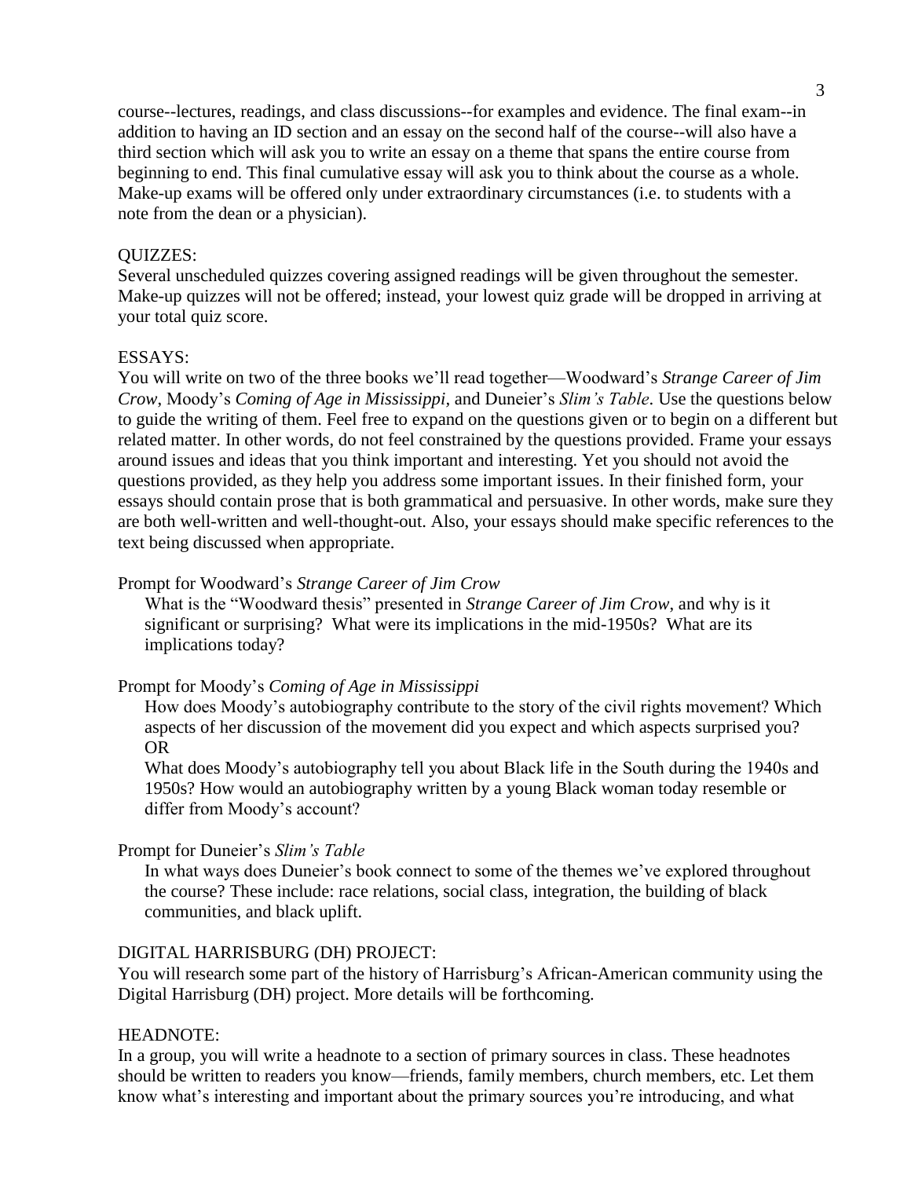course--lectures, readings, and class discussions--for examples and evidence. The final exam--in addition to having an ID section and an essay on the second half of the course--will also have a third section which will ask you to write an essay on a theme that spans the entire course from beginning to end. This final cumulative essay will ask you to think about the course as a whole. Make-up exams will be offered only under extraordinary circumstances (i.e. to students with a note from the dean or a physician).

QUIZZES:

Several unscheduled quizzes covering assigned readings will be given throughout the semester. Make-up quizzes will not be offered; instead, your lowest quiz grade will be dropped in arriving at your total quiz score.

ESSAYS:

You will write on two of the three books we'll read together—Woodward's *Strange Career of Jim Crow*, Moody's *Coming of Age in Mississippi,* and Duneier's *Slim's Table*. Use the questions below to guide the writing of them. Feel free to expand on the questions given or to begin on a different but related matter. In other words, do not feel constrained by the questions provided. Frame your essays around issues and ideas that you think important and interesting. Yet you should not avoid the questions provided, as they help you address some important issues. In their finished form, your essays should contain prose that is both grammatical and persuasive. In other words, make sure they are both well-written and well-thought-out. Also, your essays should make specific references to the text being discussed when appropriate.

Prompt for Woodward's *Strange Career of Jim Crow*

> What is the "Woodward thesis" presented in *Strange Career of Jim Crow*, and why is it significant or surprising? What were its implications in the mid-1950s? What are its implications today?

Prompt for Moody's *Coming of Age in Mississippi*

> How does Moody's autobiography contribute to the story of the civil rights movement? Which aspects of her discussion of the movement did you expect and which aspects surprised you?
> OR
> What does Moody's autobiography tell you about Black life in the South during the 1940s and 1950s? How would an autobiography written by a young Black woman today resemble or differ from Moody's account?

Prompt for Duneier's *Slim's Table*

> In what ways does Duneier's book connect to some of the themes we've explored throughout the course? These include: race relations, social class, integration, the building of black communities, and black uplift.

DIGITAL HARRISBURG (DH) PROJECT:

You will research some part of the history of Harrisburg's African-American community using the Digital Harrisburg (DH) project. More details will be forthcoming.

HEADNOTE:

In a group, you will write a headnote to a section of primary sources in class. These headnotes should be written to readers you know—friends, family members, church members, etc. Let them know what's interesting and important about the primary sources you're introducing, and what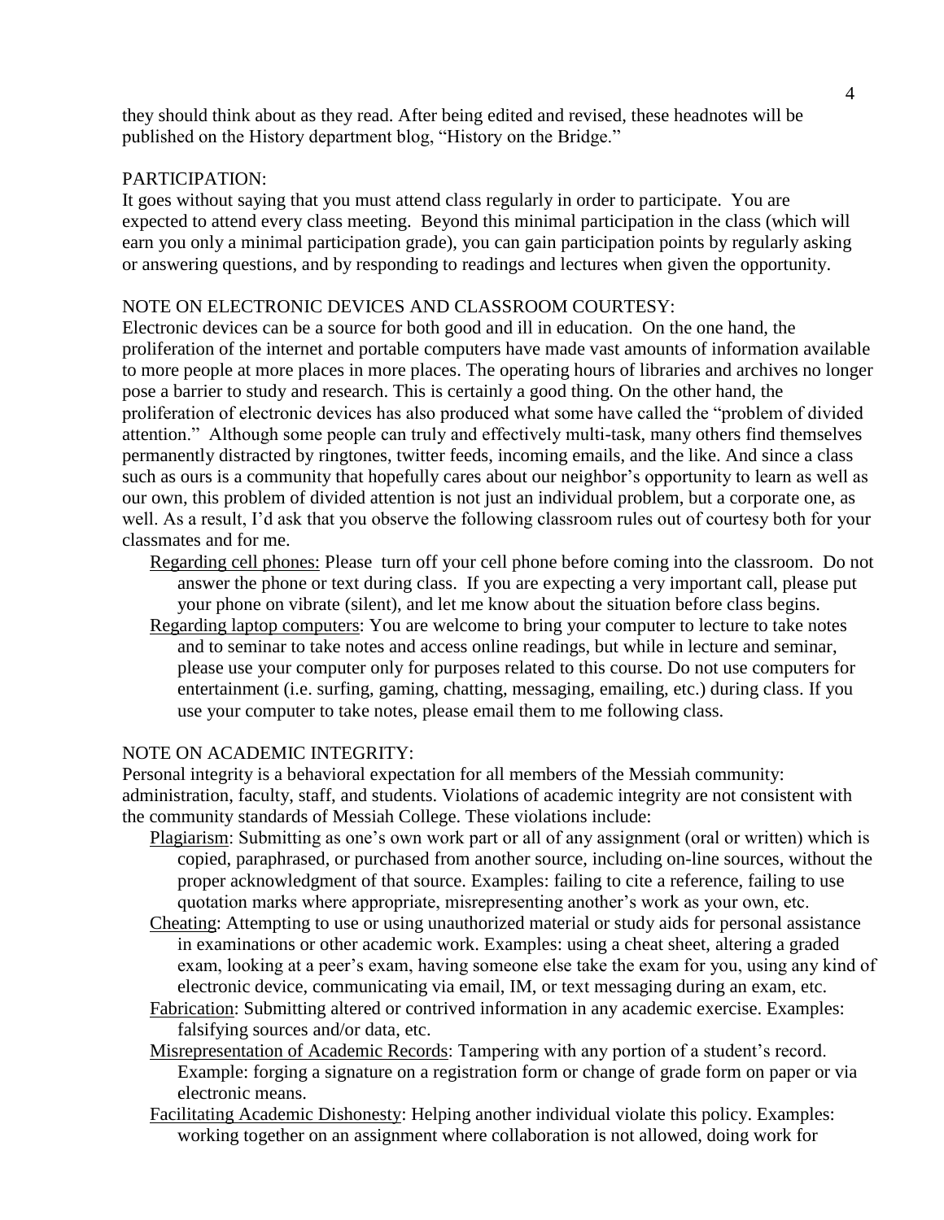they should think about as they read. After being edited and revised, these headnotes will be published on the History department blog, "History on the Bridge."

## PARTICIPATION:

It goes without saying that you must attend class regularly in order to participate. You are expected to attend every class meeting. Beyond this minimal participation in the class (which will earn you only a minimal participation grade), you can gain participation points by regularly asking or answering questions, and by responding to readings and lectures when given the opportunity.

## NOTE ON ELECTRONIC DEVICES AND CLASSROOM COURTESY:

Electronic devices can be a source for both good and ill in education. On the one hand, the proliferation of the internet and portable computers have made vast amounts of information available to more people at more places in more places. The operating hours of libraries and archives no longer pose a barrier to study and research. This is certainly a good thing. On the other hand, the proliferation of electronic devices has also produced what some have called the "problem of divided attention." Although some people can truly and effectively multi-task, many others find themselves permanently distracted by ringtones, twitter feeds, incoming emails, and the like. And since a class such as ours is a community that hopefully cares about our neighbor's opportunity to learn as well as our own, this problem of divided attention is not just an individual problem, but a corporate one, as well. As a result, I'd ask that you observe the following classroom rules out of courtesy both for your classmates and for me.

- Regarding cell phones: Please turn off your cell phone before coming into the classroom. Do not answer the phone or text during class. If you are expecting a very important call, please put your phone on vibrate (silent), and let me know about the situation before class begins.
- Regarding laptop computers: You are welcome to bring your computer to lecture to take notes and to seminar to take notes and access online readings, but while in lecture and seminar, please use your computer only for purposes related to this course. Do not use computers for entertainment (i.e. surfing, gaming, chatting, messaging, emailing, etc.) during class. If you use your computer to take notes, please email them to me following class.

## NOTE ON ACADEMIC INTEGRITY:

Personal integrity is a behavioral expectation for all members of the Messiah community: administration, faculty, staff, and students. Violations of academic integrity are not consistent with the community standards of Messiah College. These violations include:

- Plagiarism: Submitting as one's own work part or all of any assignment (oral or written) which is copied, paraphrased, or purchased from another source, including on-line sources, without the proper acknowledgment of that source. Examples: failing to cite a reference, failing to use quotation marks where appropriate, misrepresenting another's work as your own, etc.
- Cheating: Attempting to use or using unauthorized material or study aids for personal assistance in examinations or other academic work. Examples: using a cheat sheet, altering a graded exam, looking at a peer's exam, having someone else take the exam for you, using any kind of electronic device, communicating via email, IM, or text messaging during an exam, etc.
- Fabrication: Submitting altered or contrived information in any academic exercise. Examples: falsifying sources and/or data, etc.
- Misrepresentation of Academic Records: Tampering with any portion of a student's record. Example: forging a signature on a registration form or change of grade form on paper or via electronic means.
- Facilitating Academic Dishonesty: Helping another individual violate this policy. Examples: working together on an assignment where collaboration is not allowed, doing work for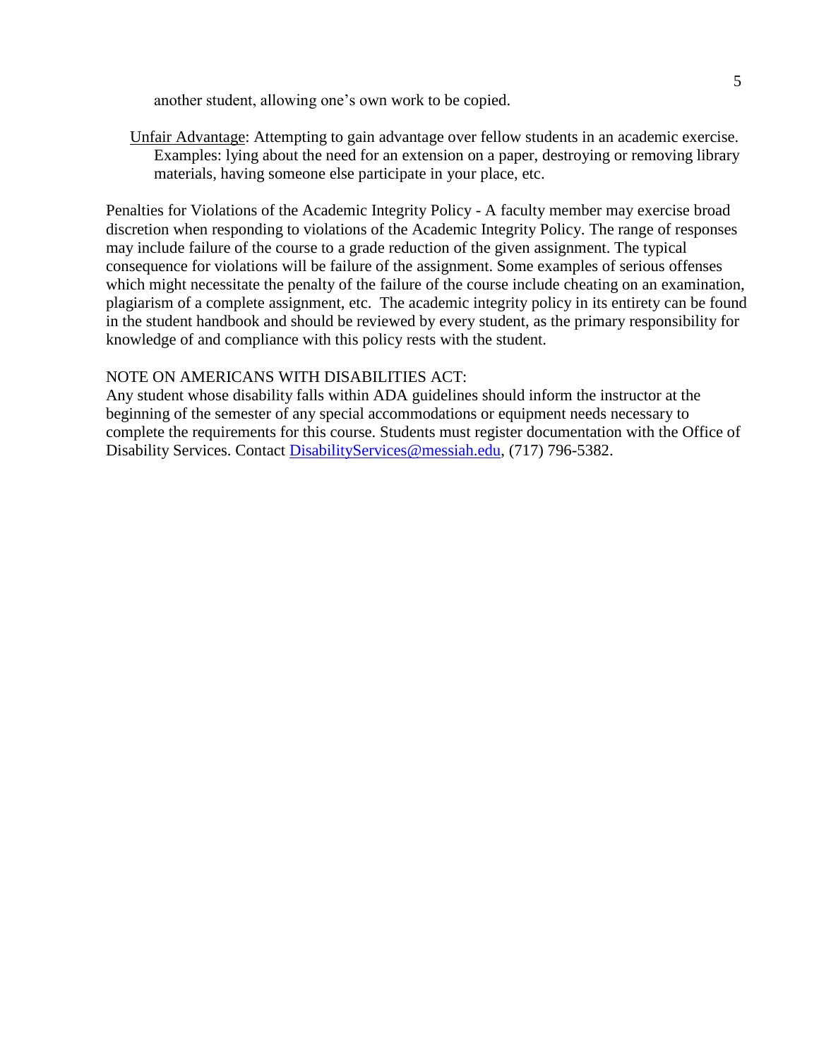another student, allowing one's own work to be copied.

Unfair Advantage: Attempting to gain advantage over fellow students in an academic exercise. Examples: lying about the need for an extension on a paper, destroying or removing library materials, having someone else participate in your place, etc.

Penalties for Violations of the Academic Integrity Policy - A faculty member may exercise broad discretion when responding to violations of the Academic Integrity Policy. The range of responses may include failure of the course to a grade reduction of the given assignment. The typical consequence for violations will be failure of the assignment. Some examples of serious offenses which might necessitate the penalty of the failure of the course include cheating on an examination, plagiarism of a complete assignment, etc. The academic integrity policy in its entirety can be found in the student handbook and should be reviewed by every student, as the primary responsibility for knowledge of and compliance with this policy rests with the student.

NOTE ON AMERICANS WITH DISABILITIES ACT:
Any student whose disability falls within ADA guidelines should inform the instructor at the beginning of the semester of any special accommodations or equipment needs necessary to complete the requirements for this course. Students must register documentation with the Office of Disability Services. Contact DisabilityServices@messiah.edu, (717) 796-5382.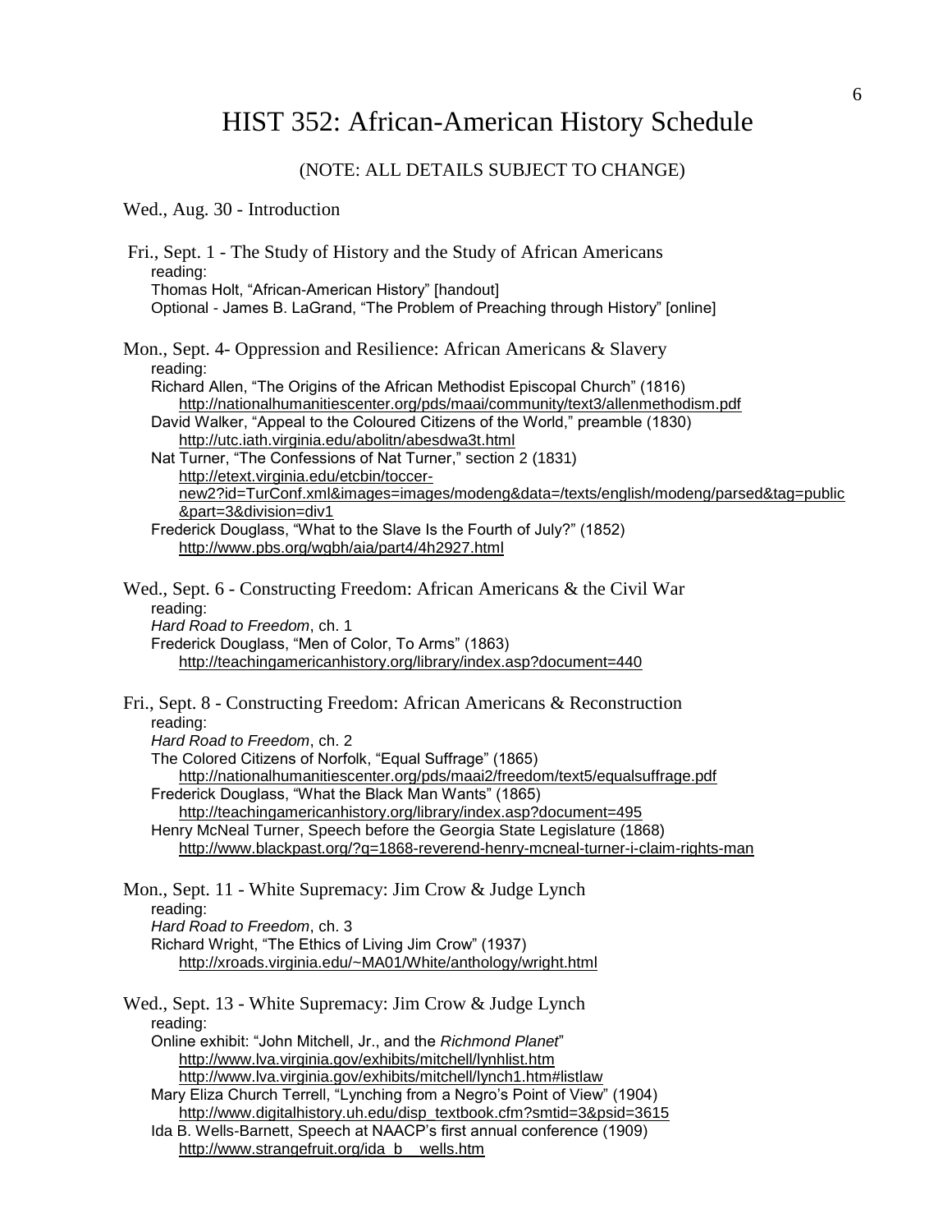# HIST 352: African-American History Schedule

(NOTE: ALL DETAILS SUBJECT TO CHANGE)

Wed., Aug. 30 - Introduction

Fri., Sept. 1 - The Study of History and the Study of African Americans
reading:
Thomas Holt, "African-American History" [handout]
Optional - James B. LaGrand, "The Problem of Preaching through History" [online]

Mon., Sept. 4- Oppression and Resilience: African Americans & Slavery
reading:
Richard Allen, "The Origins of the African Methodist Episcopal Church" (1816)
http://nationalhumanitiescenter.org/pds/maai/community/text3/allenmethodism.pdf
David Walker, "Appeal to the Coloured Citizens of the World," preamble (1830)
http://utc.iath.virginia.edu/abolitn/abesdwa3t.html
Nat Turner, "The Confessions of Nat Turner," section 2 (1831)
http://etext.virginia.edu/etcbin/toccer-new2?id=TurConf.xml&images=images/modeng&data=/texts/english/modeng/parsed&tag=public&part=3&division=div1
Frederick Douglass, "What to the Slave Is the Fourth of July?" (1852)
http://www.pbs.org/wgbh/aia/part4/4h2927.html

Wed., Sept. 6 - Constructing Freedom: African Americans & the Civil War
reading:
*Hard Road to Freedom*, ch. 1
Frederick Douglass, "Men of Color, To Arms" (1863)
http://teachingamericanhistory.org/library/index.asp?document=440

Fri., Sept. 8 - Constructing Freedom: African Americans & Reconstruction
reading:
*Hard Road to Freedom*, ch. 2
The Colored Citizens of Norfolk, "Equal Suffrage" (1865)
http://nationalhumanitiescenter.org/pds/maai2/freedom/text5/equalsuffrage.pdf
Frederick Douglass, "What the Black Man Wants" (1865)
http://teachingamericanhistory.org/library/index.asp?document=495
Henry McNeal Turner, Speech before the Georgia State Legislature (1868)
http://www.blackpast.org/?q=1868-reverend-henry-mcneal-turner-i-claim-rights-man

Mon., Sept. 11 - White Supremacy: Jim Crow & Judge Lynch
reading:
*Hard Road to Freedom*, ch. 3
Richard Wright, "The Ethics of Living Jim Crow" (1937)
http://xroads.virginia.edu/~MA01/White/anthology/wright.html

Wed., Sept. 13 - White Supremacy: Jim Crow & Judge Lynch
reading:
Online exhibit: "John Mitchell, Jr., and the *Richmond Planet*"
http://www.lva.virginia.gov/exhibits/mitchell/lynhlist.htm
http://www.lva.virginia.gov/exhibits/mitchell/lynch1.htm#listlaw
Mary Eliza Church Terrell, "Lynching from a Negro's Point of View" (1904)
http://www.digitalhistory.uh.edu/disp_textbook.cfm?smtid=3&psid=3615
Ida B. Wells-Barnett, Speech at NAACP's first annual conference (1909)
http://www.strangefruit.org/ida_b__wells.htm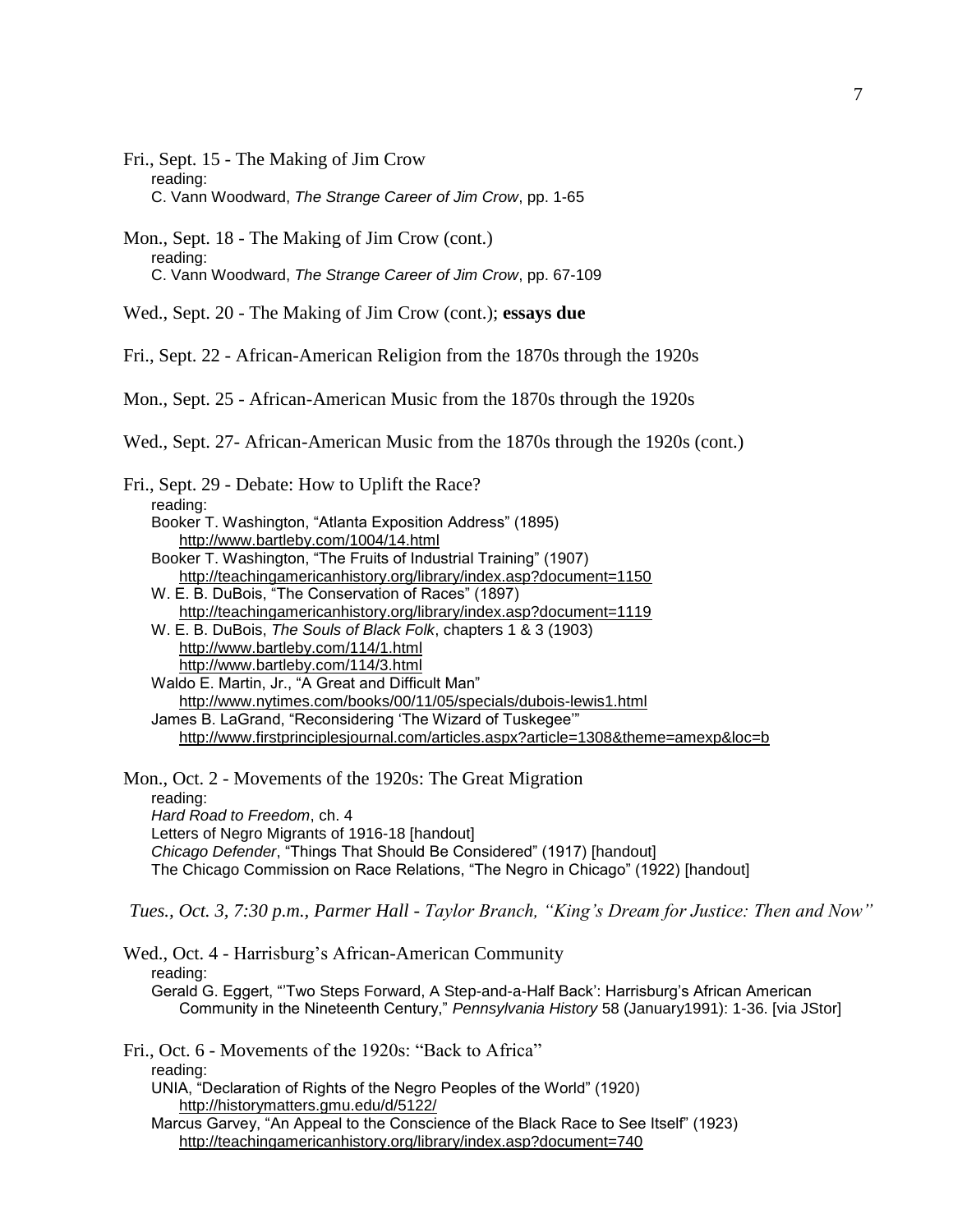Fri., Sept. 15 - The Making of Jim Crow

reading:
C. Vann Woodward, *The Strange Career of Jim Crow*, pp. 1-65

Mon., Sept. 18 - The Making of Jim Crow (cont.)

reading:
C. Vann Woodward, *The Strange Career of Jim Crow*, pp. 67-109

Wed., Sept. 20 - The Making of Jim Crow (cont.); **essays due**

Fri., Sept. 22 - African-American Religion from the 1870s through the 1920s

Mon., Sept. 25 - African-American Music from the 1870s through the 1920s

Wed., Sept. 27- African-American Music from the 1870s through the 1920s (cont.)

Fri., Sept. 29 - Debate: How to Uplift the Race?

reading:
Booker T. Washington, "Atlanta Exposition Address" (1895)
http://www.bartleby.com/1004/14.html
Booker T. Washington, "The Fruits of Industrial Training" (1907)
http://teachingamericanhistory.org/library/index.asp?document=1150
W. E. B. DuBois, "The Conservation of Races" (1897)
http://teachingamericanhistory.org/library/index.asp?document=1119
W. E. B. DuBois, *The Souls of Black Folk*, chapters 1 & 3 (1903)
http://www.bartleby.com/114/1.html
http://www.bartleby.com/114/3.html
Waldo E. Martin, Jr., "A Great and Difficult Man"
http://www.nytimes.com/books/00/11/05/specials/dubois-lewis1.html
James B. LaGrand, "Reconsidering 'The Wizard of Tuskegee'"
http://www.firstprinciplesjournal.com/articles.aspx?article=1308&theme=amexp&loc=b

Mon., Oct. 2 - Movements of the 1920s: The Great Migration

reading:
*Hard Road to Freedom*, ch. 4
Letters of Negro Migrants of 1916-18 [handout]
*Chicago Defender*, "Things That Should Be Considered" (1917) [handout]
The Chicago Commission on Race Relations, "The Negro in Chicago" (1922) [handout]

*Tues., Oct. 3, 7:30 p.m., Parmer Hall - Taylor Branch, "King's Dream for Justice: Then and Now"*

Wed., Oct. 4 - Harrisburg's African-American Community

reading:
Gerald G. Eggert, "'Two Steps Forward, A Step-and-a-Half Back': Harrisburg's African American Community in the Nineteenth Century," *Pennsylvania History* 58 (January1991): 1-36. [via JStor]

Fri., Oct. 6 - Movements of the 1920s: "Back to Africa"

reading:
UNIA, "Declaration of Rights of the Negro Peoples of the World" (1920)
http://historymatters.gmu.edu/d/5122/
Marcus Garvey, "An Appeal to the Conscience of the Black Race to See Itself" (1923)
http://teachingamericanhistory.org/library/index.asp?document=740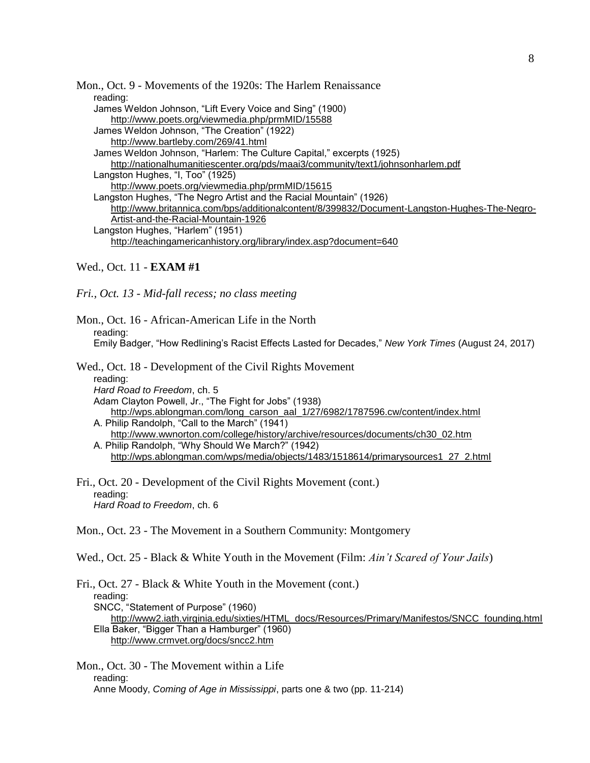Mon., Oct. 9 - Movements of the 1920s: The Harlem Renaissance

reading:

James Weldon Johnson, "Lift Every Voice and Sing" (1900)
http://www.poets.org/viewmedia.php/prmMID/15588

James Weldon Johnson, "The Creation" (1922)
http://www.bartleby.com/269/41.html

James Weldon Johnson, "Harlem: The Culture Capital," excerpts (1925)
http://nationalhumanitiescenter.org/pds/maai3/community/text1/johnsonharlem.pdf

Langston Hughes, "I, Too" (1925)
http://www.poets.org/viewmedia.php/prmMID/15615

Langston Hughes, "The Negro Artist and the Racial Mountain" (1926)
http://www.britannica.com/bps/additionalcontent/8/399832/Document-Langston-Hughes-The-Negro-Artist-and-the-Racial-Mountain-1926

Langston Hughes, "Harlem" (1951)
http://teachingamericanhistory.org/library/index.asp?document=640

Wed., Oct. 11 - **EXAM #1**

*Fri., Oct. 13 - Mid-fall recess; no class meeting*

Mon., Oct. 16 - African-American Life in the North

reading:

Emily Badger, "How Redlining's Racist Effects Lasted for Decades," *New York Times* (August 24, 2017)

Wed., Oct. 18 - Development of the Civil Rights Movement

reading:

*Hard Road to Freedom*, ch. 5

Adam Clayton Powell, Jr., "The Fight for Jobs" (1938)
http://wps.ablongman.com/long_carson_aal_1/27/6982/1787596.cw/content/index.html

A. Philip Randolph, "Call to the March" (1941)
http://www.wwnorton.com/college/history/archive/resources/documents/ch30_02.htm

A. Philip Randolph, "Why Should We March?" (1942)
http://wps.ablongman.com/wps/media/objects/1483/1518614/primarysources1_27_2.html

Fri., Oct. 20 - Development of the Civil Rights Movement (cont.)

reading:

*Hard Road to Freedom*, ch. 6

Mon., Oct. 23 - The Movement in a Southern Community: Montgomery

Wed., Oct. 25 - Black & White Youth in the Movement (Film: *Ain't Scared of Your Jails*)

Fri., Oct. 27 - Black & White Youth in the Movement (cont.)

reading:

SNCC, "Statement of Purpose" (1960)
http://www2.iath.virginia.edu/sixties/HTML_docs/Resources/Primary/Manifestos/SNCC_founding.html

Ella Baker, "Bigger Than a Hamburger" (1960)
http://www.crmvet.org/docs/sncc2.htm

Mon., Oct. 30 - The Movement within a Life

reading:

Anne Moody, *Coming of Age in Mississippi*, parts one & two (pp. 11-214)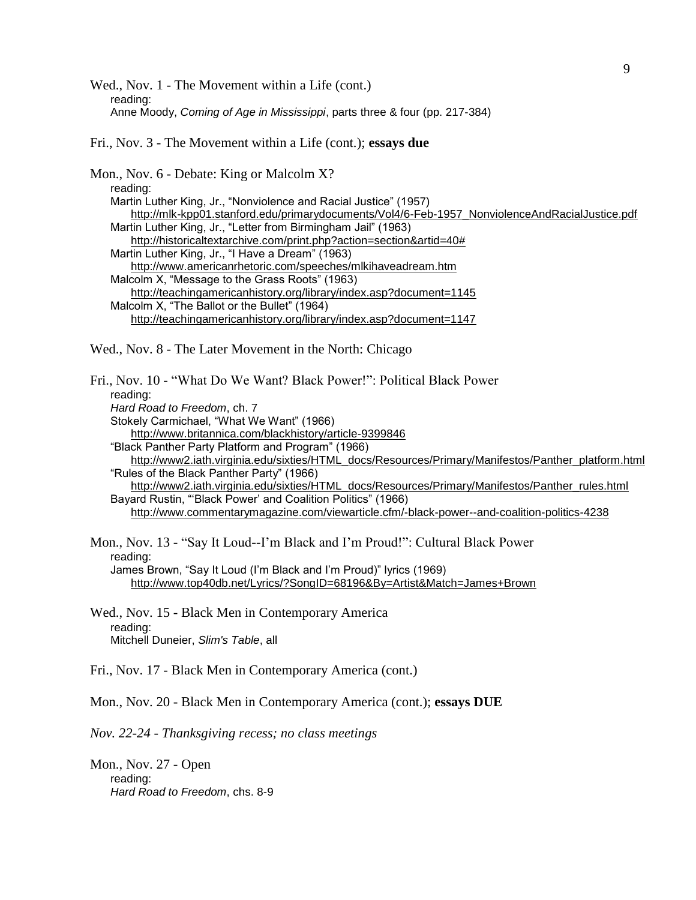Wed., Nov. 1 - The Movement within a Life (cont.)
reading:
Anne Moody, *Coming of Age in Mississippi*, parts three & four (pp. 217-384)

Fri., Nov. 3 - The Movement within a Life (cont.); **essays due**

Mon., Nov. 6 - Debate: King or Malcolm X?
reading:
Martin Luther King, Jr., "Nonviolence and Racial Justice" (1957)
http://mlk-kpp01.stanford.edu/primarydocuments/Vol4/6-Feb-1957_NonviolenceAndRacialJustice.pdf
Martin Luther King, Jr., "Letter from Birmingham Jail" (1963)
http://historicaltextarchive.com/print.php?action=section&artid=40#
Martin Luther King, Jr., "I Have a Dream" (1963)
http://www.americanrhetoric.com/speeches/mlkihaveadream.htm
Malcolm X, "Message to the Grass Roots" (1963)
http://teachingamericanhistory.org/library/index.asp?document=1145
Malcolm X, "The Ballot or the Bullet" (1964)
http://teachingamericanhistory.org/library/index.asp?document=1147

Wed., Nov. 8 - The Later Movement in the North: Chicago

Fri., Nov. 10 - "What Do We Want? Black Power!": Political Black Power
reading:
*Hard Road to Freedom*, ch. 7
Stokely Carmichael, "What We Want" (1966)
http://www.britannica.com/blackhistory/article-9399846
"Black Panther Party Platform and Program" (1966)
http://www2.iath.virginia.edu/sixties/HTML_docs/Resources/Primary/Manifestos/Panther_platform.html
"Rules of the Black Panther Party" (1966)
http://www2.iath.virginia.edu/sixties/HTML_docs/Resources/Primary/Manifestos/Panther_rules.html
Bayard Rustin, "'Black Power' and Coalition Politics" (1966)
http://www.commentarymagazine.com/viewarticle.cfm/-black-power--and-coalition-politics-4238

Mon., Nov. 13 - "Say It Loud--I'm Black and I'm Proud!": Cultural Black Power
reading:
James Brown, "Say It Loud (I'm Black and I'm Proud)" lyrics (1969)
http://www.top40db.net/Lyrics/?SongID=68196&By=Artist&Match=James+Brown

Wed., Nov. 15 - Black Men in Contemporary America
reading:
Mitchell Duneier, *Slim's Table*, all

Fri., Nov. 17 - Black Men in Contemporary America (cont.)

Mon., Nov. 20 - Black Men in Contemporary America (cont.); **essays DUE**

*Nov. 22-24 - Thanksgiving recess; no class meetings*

Mon., Nov. 27 - Open
reading:
*Hard Road to Freedom*, chs. 8-9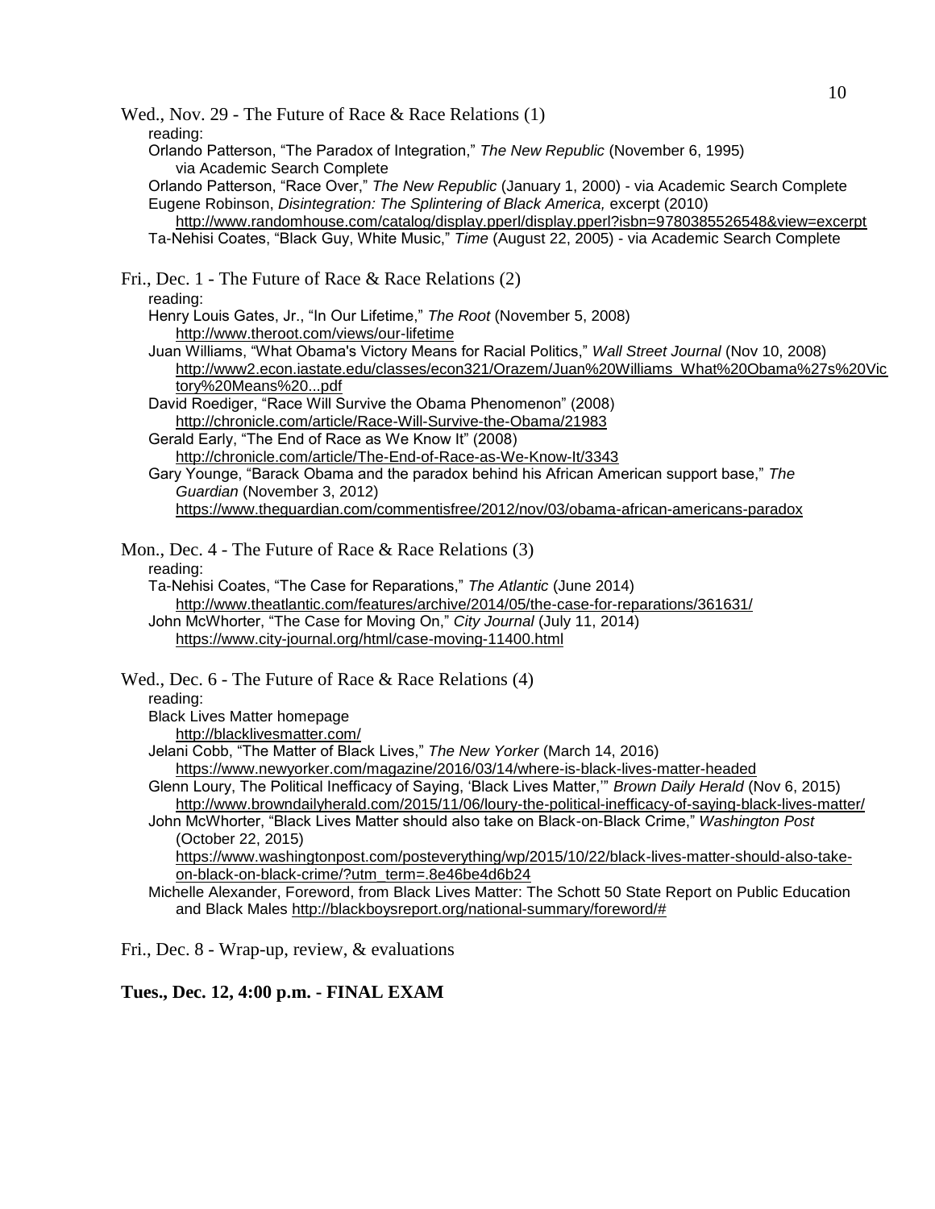Wed., Nov. 29 - The Future of Race & Race Relations (1)

reading:

Orlando Patterson, "The Paradox of Integration," *The New Republic* (November 6, 1995) via Academic Search Complete

Orlando Patterson, "Race Over," *The New Republic* (January 1, 2000) - via Academic Search Complete

Eugene Robinson, *Disintegration: The Splintering of Black America,* excerpt (2010) http://www.randomhouse.com/catalog/display.pperl/display.pperl?isbn=9780385526548&view=excerpt

Ta-Nehisi Coates, "Black Guy, White Music," *Time* (August 22, 2005) - via Academic Search Complete

Fri., Dec. 1 - The Future of Race & Race Relations (2)

reading:

Henry Louis Gates, Jr., "In Our Lifetime," *The Root* (November 5, 2008) http://www.theroot.com/views/our-lifetime

Juan Williams, "What Obama's Victory Means for Racial Politics," *Wall Street Journal* (Nov 10, 2008) http://www2.econ.iastate.edu/classes/econ321/Orazem/Juan%20Williams_What%20Obama%27s%20Victory%20Means%20...pdf

David Roediger, "Race Will Survive the Obama Phenomenon" (2008) http://chronicle.com/article/Race-Will-Survive-the-Obama/21983

Gerald Early, "The End of Race as We Know It" (2008) http://chronicle.com/article/The-End-of-Race-as-We-Know-It/3343

Gary Younge, "Barack Obama and the paradox behind his African American support base," *The Guardian* (November 3, 2012) https://www.theguardian.com/commentisfree/2012/nov/03/obama-african-americans-paradox

Mon., Dec. 4 - The Future of Race & Race Relations (3)

reading:

Ta-Nehisi Coates, "The Case for Reparations," *The Atlantic* (June 2014) http://www.theatlantic.com/features/archive/2014/05/the-case-for-reparations/361631/

John McWhorter, "The Case for Moving On," *City Journal* (July 11, 2014) https://www.city-journal.org/html/case-moving-11400.html

Wed., Dec. 6 - The Future of Race & Race Relations (4)

reading:

Black Lives Matter homepage http://blacklivesmatter.com/

Jelani Cobb, "The Matter of Black Lives," *The New Yorker* (March 14, 2016) https://www.newyorker.com/magazine/2016/03/14/where-is-black-lives-matter-headed

Glenn Loury, The Political Inefficacy of Saying, 'Black Lives Matter,'" *Brown Daily Herald* (Nov 6, 2015) http://www.browndailyherald.com/2015/11/06/loury-the-political-inefficacy-of-saying-black-lives-matter/

John McWhorter, "Black Lives Matter should also take on Black-on-Black Crime," *Washington Post* (October 22, 2015) https://www.washingtonpost.com/posteverything/wp/2015/10/22/black-lives-matter-should-also-take-on-black-on-black-crime/?utm_term=.8e46be4d6b24

Michelle Alexander, Foreword, from Black Lives Matter: The Schott 50 State Report on Public Education and Black Males http://blackboysreport.org/national-summary/foreword/#

Fri., Dec. 8 - Wrap-up, review, & evaluations

**Tues., Dec. 12, 4:00 p.m. - FINAL EXAM**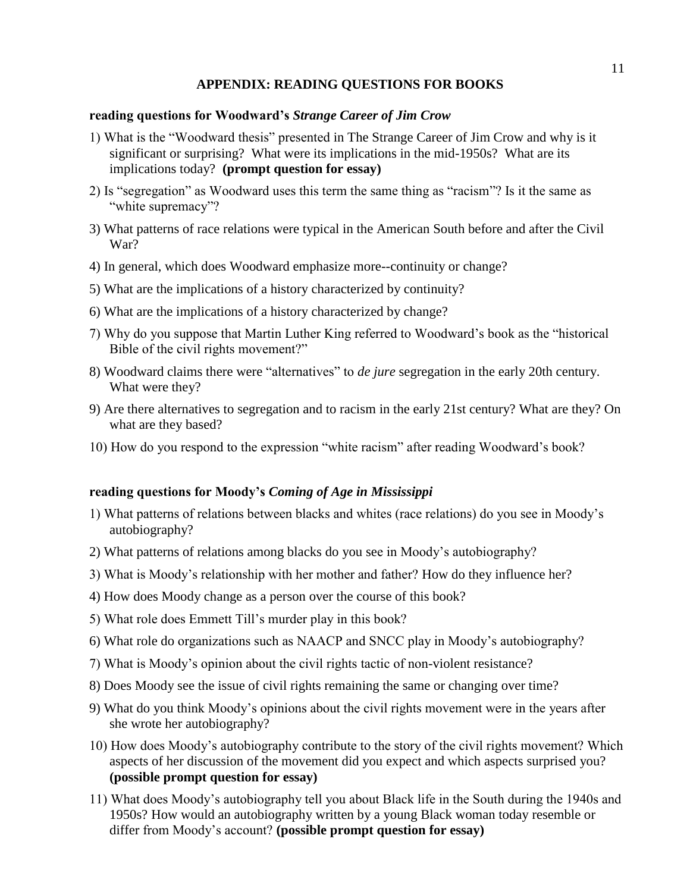## APPENDIX: READING QUESTIONS FOR BOOKS

### reading questions for Woodward's *Strange Career of Jim Crow*

1) What is the "Woodward thesis" presented in The Strange Career of Jim Crow and why is it significant or surprising? What were its implications in the mid-1950s? What are its implications today? **(prompt question for essay)**

2) Is "segregation" as Woodward uses this term the same thing as "racism"? Is it the same as "white supremacy"?

3) What patterns of race relations were typical in the American South before and after the Civil War?

4) In general, which does Woodward emphasize more--continuity or change?

5) What are the implications of a history characterized by continuity?

6) What are the implications of a history characterized by change?

7) Why do you suppose that Martin Luther King referred to Woodward's book as the "historical Bible of the civil rights movement?"

8) Woodward claims there were "alternatives" to *de jure* segregation in the early 20th century. What were they?

9) Are there alternatives to segregation and to racism in the early 21st century? What are they? On what are they based?

10) How do you respond to the expression "white racism" after reading Woodward's book?

### reading questions for Moody's *Coming of Age in Mississippi*

1) What patterns of relations between blacks and whites (race relations) do you see in Moody's autobiography?

2) What patterns of relations among blacks do you see in Moody's autobiography?

3) What is Moody's relationship with her mother and father? How do they influence her?

4) How does Moody change as a person over the course of this book?

5) What role does Emmett Till's murder play in this book?

6) What role do organizations such as NAACP and SNCC play in Moody's autobiography?

7) What is Moody's opinion about the civil rights tactic of non-violent resistance?

8) Does Moody see the issue of civil rights remaining the same or changing over time?

9) What do you think Moody's opinions about the civil rights movement were in the years after she wrote her autobiography?

10) How does Moody's autobiography contribute to the story of the civil rights movement? Which aspects of her discussion of the movement did you expect and which aspects surprised you? **(possible prompt question for essay)**

11) What does Moody's autobiography tell you about Black life in the South during the 1940s and 1950s? How would an autobiography written by a young Black woman today resemble or differ from Moody's account? **(possible prompt question for essay)**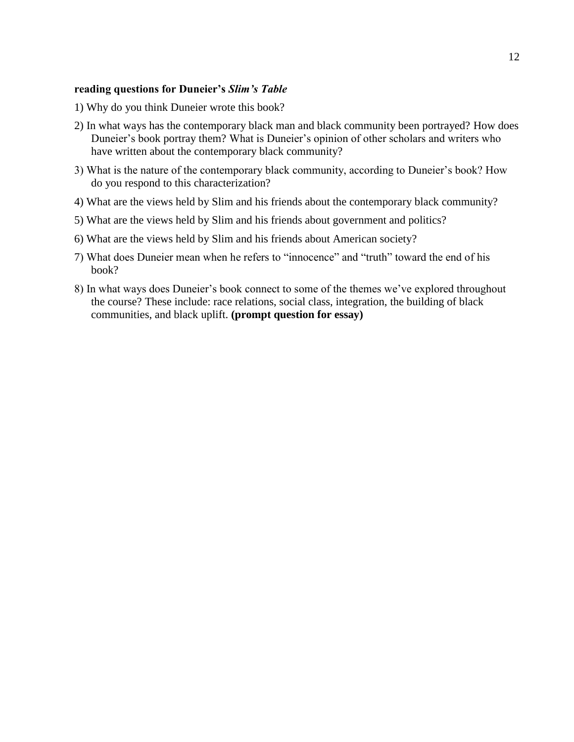**reading questions for Duneier's *Slim's Table***

1) Why do you think Duneier wrote this book?

2) In what ways has the contemporary black man and black community been portrayed? How does Duneier's book portray them? What is Duneier's opinion of other scholars and writers who have written about the contemporary black community?

3) What is the nature of the contemporary black community, according to Duneier's book? How do you respond to this characterization?

4) What are the views held by Slim and his friends about the contemporary black community?

5) What are the views held by Slim and his friends about government and politics?

6) What are the views held by Slim and his friends about American society?

7) What does Duneier mean when he refers to "innocence" and "truth" toward the end of his book?

8) In what ways does Duneier's book connect to some of the themes we've explored throughout the course? These include: race relations, social class, integration, the building of black communities, and black uplift. **(prompt question for essay)**